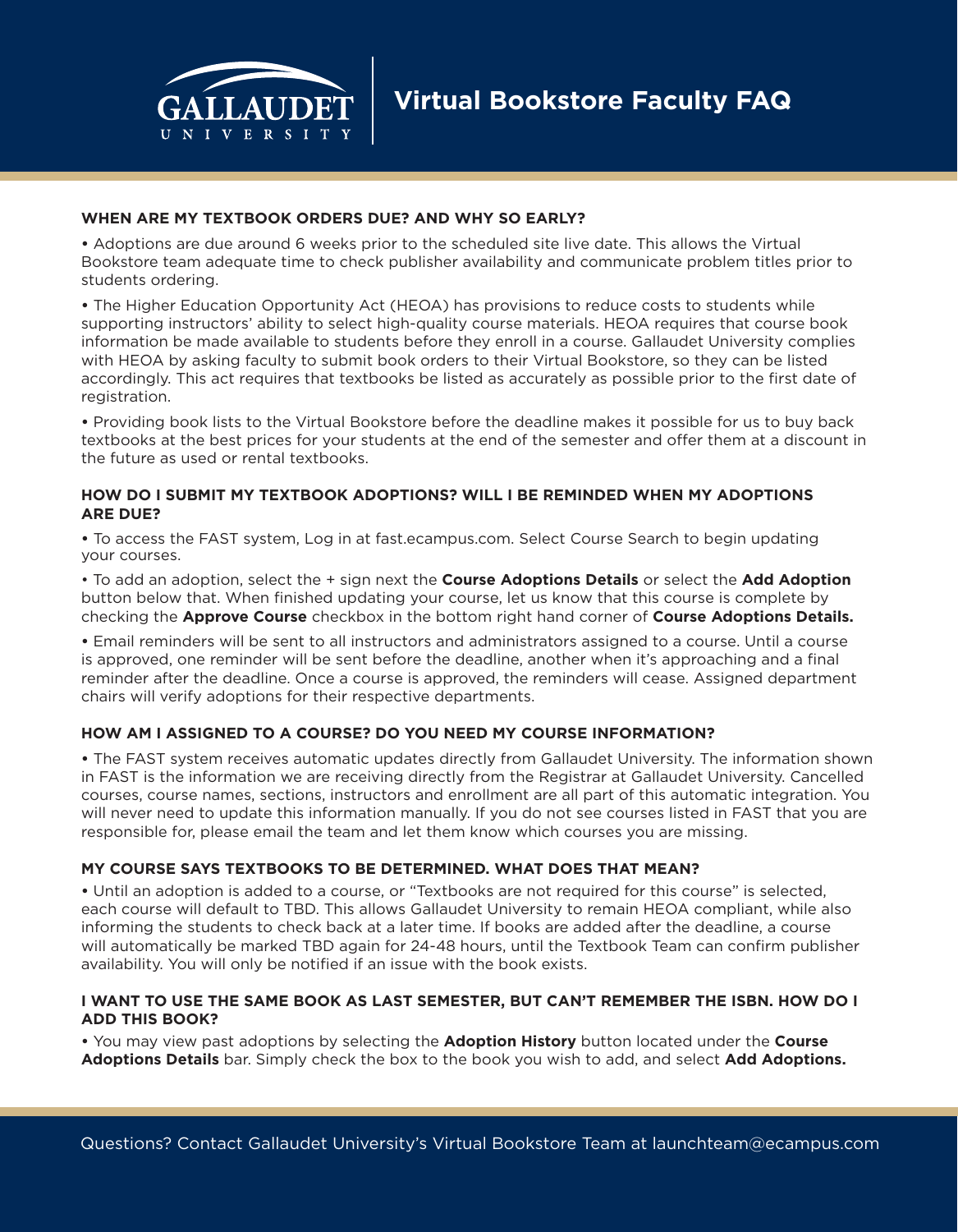# Virtual Bookstore Faculty FAQ

## WHEN ARE MY TEXTBOOK ORDERS DUE? AND WHY SO EARLY?

- Adoptions are due around 6 weeks prior to the scheduled site live date. This allows the Virtual Bookstore team adequate time to check publisher availability and communicate problem titles prior to students ordering.
- The Higher Education Opportunity Act (HEOA) has provisions to reduce costs to students while supporting instructors' ability to select high-quality course materials. HEOA requires that course book information be made available to students before they enroll in a course. Gallaudet University complies with HEOA by asking faculty to submit book orders to their Virtual Bookstore, so they can be listed accordingly. This act requires that textbooks be listed as accurately as possible prior to the first date of registration.
- Providing book lists to the Virtual Bookstore before the deadline makes it possible for us to buy back textbooks at the best prices for your students at the end of the semester and offer them at a discount in the future as used or rental textbooks.

## HOW DO I SUBMIT MY TEXTBOOK ADOPTIONS? WILL I BE REMINDED WHEN MY ADOPTIONS ARE DUE?

- To access the FAST system, Log in at fast.ecampus.com. Select Course Search to begin updating your courses.
- To add an adoption, select the + sign next the **Course Adoptions Details** or select the **Add Adoption** button below that. When finished updating your course, let us know that this course is complete by checking the **Approve Course** checkbox in the bottom right hand corner of **Course Adoptions Details.**
- Email reminders will be sent to all instructors and administrators assigned to a course. Until a course is approved, one reminder will be sent before the deadline, another when it's approaching and a final reminder after the deadline. Once a course is approved, the reminders will cease. Assigned department chairs will verify adoptions for their respective departments.

## HOW AM I ASSIGNED TO A COURSE? DO YOU NEED MY COURSE INFORMATION?

- The FAST system receives automatic updates directly from Gallaudet University. The information shown in FAST is the information we are receiving directly from the Registrar at Gallaudet University. Cancelled courses, course names, sections, instructors and enrollment are all part of this automatic integration. You will never need to update this information manually. If you do not see courses listed in FAST that you are responsible for, please email the team and let them know which courses you are missing.

## MY COURSE SAYS TEXTBOOKS TO BE DETERMINED. WHAT DOES THAT MEAN?

- Until an adoption is added to a course, or "Textbooks are not required for this course" is selected, each course will default to TBD. This allows Gallaudet University to remain HEOA compliant, while also informing the students to check back at a later time. If books are added after the deadline, a course will automatically be marked TBD again for 24-48 hours, until the Textbook Team can confirm publisher availability. You will only be notified if an issue with the book exists.

## I WANT TO USE THE SAME BOOK AS LAST SEMESTER, BUT CAN'T REMEMBER THE ISBN. HOW DO I ADD THIS BOOK?

- You may view past adoptions by selecting the **Adoption History** button located under the **Course Adoptions Details** bar. Simply check the box to the book you wish to add, and select **Add Adoptions.**

Questions? Contact Gallaudet University's Virtual Bookstore Team at launchteam@ecampus.com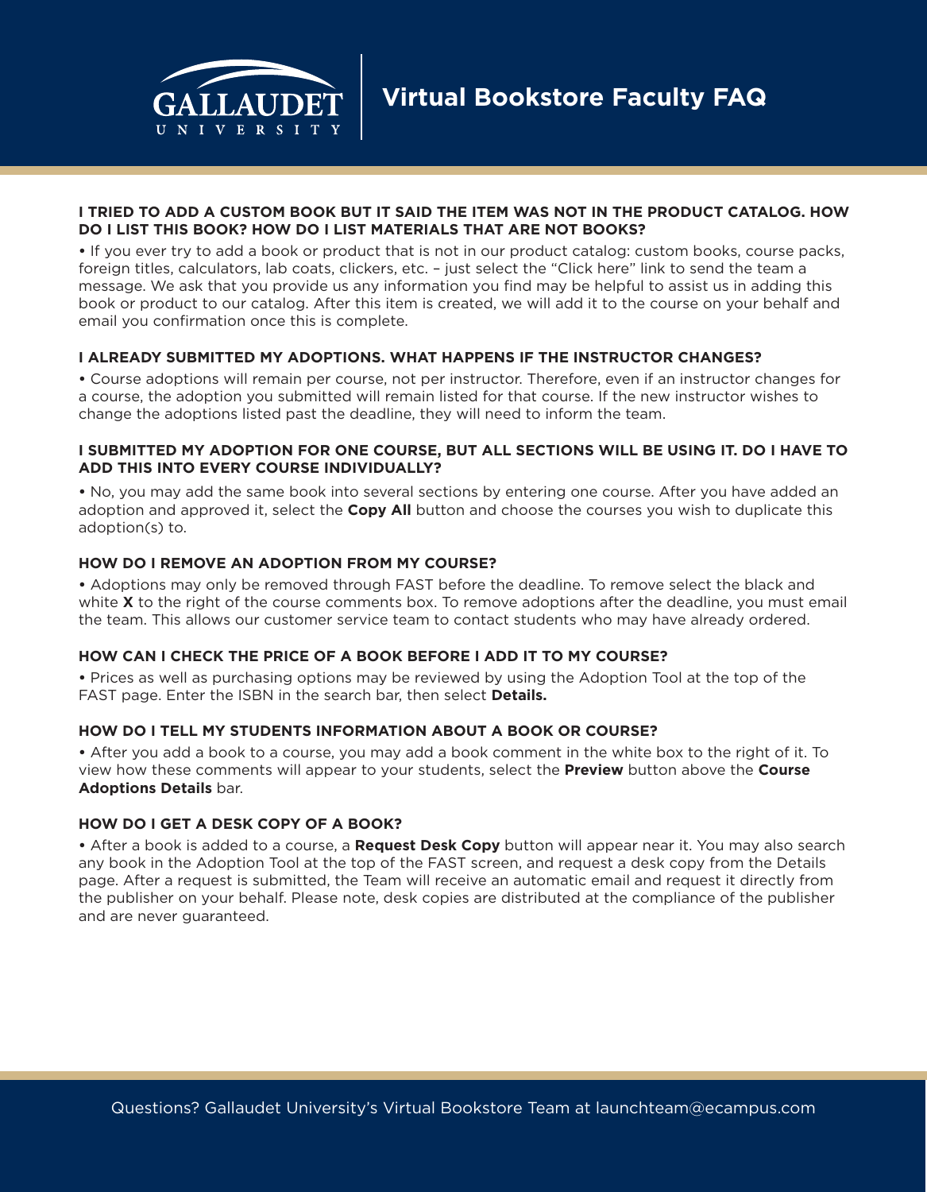# Virtual Bookstore Faculty FAQ

### I TRIED TO ADD A CUSTOM BOOK BUT IT SAID THE ITEM WAS NOT IN THE PRODUCT CATALOG. HOW DO I LIST THIS BOOK? HOW DO I LIST MATERIALS THAT ARE NOT BOOKS?

- If you ever try to add a book or product that is not in our product catalog: custom books, course packs, foreign titles, calculators, lab coats, clickers, etc. – just select the "Click here" link to send the team a message. We ask that you provide us any information you find may be helpful to assist us in adding this book or product to our catalog. After this item is created, we will add it to the course on your behalf and email you confirmation once this is complete.

### I ALREADY SUBMITTED MY ADOPTIONS. WHAT HAPPENS IF THE INSTRUCTOR CHANGES?

- Course adoptions will remain per course, not per instructor. Therefore, even if an instructor changes for a course, the adoption you submitted will remain listed for that course. If the new instructor wishes to change the adoptions listed past the deadline, they will need to inform the team.

### I SUBMITTED MY ADOPTION FOR ONE COURSE, BUT ALL SECTIONS WILL BE USING IT. DO I HAVE TO ADD THIS INTO EVERY COURSE INDIVIDUALLY?

- No, you may add the same book into several sections by entering one course. After you have added an adoption and approved it, select the **Copy All** button and choose the courses you wish to duplicate this adoption(s) to.

### HOW DO I REMOVE AN ADOPTION FROM MY COURSE?

- Adoptions may only be removed through FAST before the deadline. To remove select the black and white **X** to the right of the course comments box. To remove adoptions after the deadline, you must email the team. This allows our customer service team to contact students who may have already ordered.

### HOW CAN I CHECK THE PRICE OF A BOOK BEFORE I ADD IT TO MY COURSE?

- Prices as well as purchasing options may be reviewed by using the Adoption Tool at the top of the FAST page. Enter the ISBN in the search bar, then select **Details.**

### HOW DO I TELL MY STUDENTS INFORMATION ABOUT A BOOK OR COURSE?

- After you add a book to a course, you may add a book comment in the white box to the right of it. To view how these comments will appear to your students, select the **Preview** button above the **Course Adoptions Details** bar.

### HOW DO I GET A DESK COPY OF A BOOK?

- After a book is added to a course, a **Request Desk Copy** button will appear near it. You may also search any book in the Adoption Tool at the top of the FAST screen, and request a desk copy from the Details page. After a request is submitted, the Team will receive an automatic email and request it directly from the publisher on your behalf. Please note, desk copies are distributed at the compliance of the publisher and are never guaranteed.

Questions? Gallaudet University's Virtual Bookstore Team at launchteam@ecampus.com